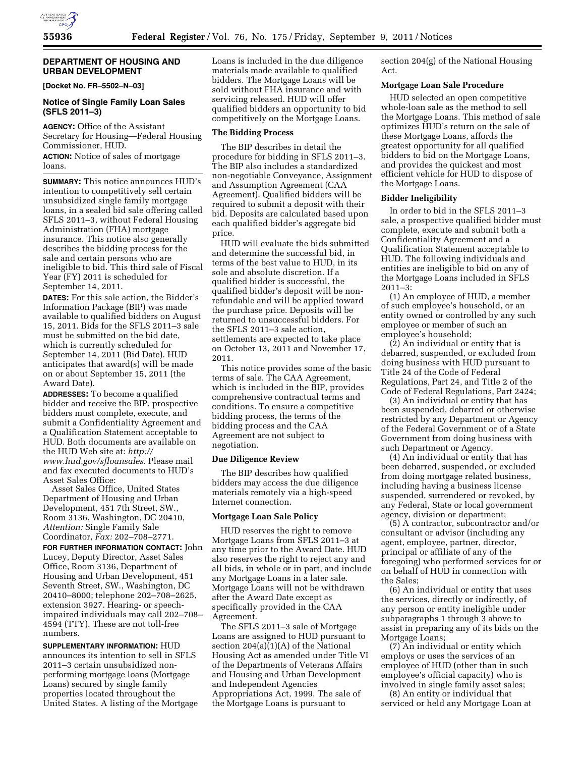## DEPARTMENT OF HOUSING AND URBAN DEVELOPMENT

**[Docket No. FR–5502–N–03]**

### Notice of Single Family Loan Sales (SFLS 2011–3)

**AGENCY:** Office of the Assistant Secretary for Housing—Federal Housing Commissioner, HUD.

**ACTION:** Notice of sales of mortgage loans.

**SUMMARY:** This notice announces HUD's intention to competitively sell certain unsubsidized single family mortgage loans, in a sealed bid sale offering called SFLS 2011–3, without Federal Housing Administration (FHA) mortgage insurance. This notice also generally describes the bidding process for the sale and certain persons who are ineligible to bid. This third sale of Fiscal Year (FY) 2011 is scheduled for September 14, 2011.

**DATES:** For this sale action, the Bidder's Information Package (BIP) was made available to qualified bidders on August 15, 2011. Bids for the SFLS 2011–3 sale must be submitted on the bid date, which is currently scheduled for September 14, 2011 (Bid Date). HUD anticipates that award(s) will be made on or about September 15, 2011 (the Award Date).

**ADDRESSES:** To become a qualified bidder and receive the BIP, prospective bidders must complete, execute, and submit a Confidentiality Agreement and a Qualification Statement acceptable to HUD. Both documents are available on the HUD Web site at: *http://www.hud.gov/sfloansales.* Please mail and fax executed documents to HUD's Asset Sales Office:

Asset Sales Office, United States Department of Housing and Urban Development, 451 7th Street, SW., Room 3136, Washington, DC 20410, *Attention:* Single Family Sale Coordinator, *Fax:* 202–708–2771.

**FOR FURTHER INFORMATION CONTACT:** John Lucey, Deputy Director, Asset Sales Office, Room 3136, Department of Housing and Urban Development, 451 Seventh Street, SW., Washington, DC 20410–8000; telephone 202–708–2625, extension 3927. Hearing- or speech-impaired individuals may call 202–708–4594 (TTY). These are not toll-free numbers.

**SUPPLEMENTARY INFORMATION:** HUD announces its intention to sell in SFLS 2011–3 certain unsubsidized non-performing mortgage loans (Mortgage Loans) secured by single family properties located throughout the United States. A listing of the Mortgage Loans is included in the due diligence materials made available to qualified bidders. The Mortgage Loans will be sold without FHA insurance and with servicing released. HUD will offer qualified bidders an opportunity to bid competitively on the Mortgage Loans.

#### The Bidding Process

The BIP describes in detail the procedure for bidding in SFLS 2011–3. The BIP also includes a standardized non-negotiable Conveyance, Assignment and Assumption Agreement (CAA Agreement). Qualified bidders will be required to submit a deposit with their bid. Deposits are calculated based upon each qualified bidder's aggregate bid price.

HUD will evaluate the bids submitted and determine the successful bid, in terms of the best value to HUD, in its sole and absolute discretion. If a qualified bidder is successful, the qualified bidder's deposit will be non-refundable and will be applied toward the purchase price. Deposits will be returned to unsuccessful bidders. For the SFLS 2011–3 sale action, settlements are expected to take place on October 13, 2011 and November 17, 2011.

This notice provides some of the basic terms of sale. The CAA Agreement, which is included in the BIP, provides comprehensive contractual terms and conditions. To ensure a competitive bidding process, the terms of the bidding process and the CAA Agreement are not subject to negotiation.

#### Due Diligence Review

The BIP describes how qualified bidders may access the due diligence materials remotely via a high-speed Internet connection.

#### Mortgage Loan Sale Policy

HUD reserves the right to remove Mortgage Loans from SFLS 2011–3 at any time prior to the Award Date. HUD also reserves the right to reject any and all bids, in whole or in part, and include any Mortgage Loans in a later sale. Mortgage Loans will not be withdrawn after the Award Date except as specifically provided in the CAA Agreement.

The SFLS 2011–3 sale of Mortgage Loans are assigned to HUD pursuant to section 204(a)(1)(A) of the National Housing Act as amended under Title VI of the Departments of Veterans Affairs and Housing and Urban Development and Independent Agencies Appropriations Act, 1999. The sale of the Mortgage Loans is pursuant to section 204(g) of the National Housing Act.

#### Mortgage Loan Sale Procedure

HUD selected an open competitive whole-loan sale as the method to sell the Mortgage Loans. This method of sale optimizes HUD's return on the sale of these Mortgage Loans, affords the greatest opportunity for all qualified bidders to bid on the Mortgage Loans, and provides the quickest and most efficient vehicle for HUD to dispose of the Mortgage Loans.

#### Bidder Ineligibility

In order to bid in the SFLS 2011–3 sale, a prospective qualified bidder must complete, execute and submit both a Confidentiality Agreement and a Qualification Statement acceptable to HUD. The following individuals and entities are ineligible to bid on any of the Mortgage Loans included in SFLS 2011–3:

(1) An employee of HUD, a member of such employee's household, or an entity owned or controlled by any such employee or member of such an employee's household;

(2) An individual or entity that is debarred, suspended, or excluded from doing business with HUD pursuant to Title 24 of the Code of Federal Regulations, Part 24, and Title 2 of the Code of Federal Regulations, Part 2424;

(3) An individual or entity that has been suspended, debarred or otherwise restricted by any Department or Agency of the Federal Government or of a State Government from doing business with such Department or Agency.

(4) An individual or entity that has been debarred, suspended, or excluded from doing mortgage related business, including having a business license suspended, surrendered or revoked, by any Federal, State or local government agency, division or department;

(5) A contractor, subcontractor and/or consultant or advisor (including any agent, employee, partner, director, principal or affiliate of any of the foregoing) who performed services for or on behalf of HUD in connection with the Sales;

(6) An individual or entity that uses the services, directly or indirectly, of any person or entity ineligible under subparagraphs 1 through 3 above to assist in preparing any of its bids on the Mortgage Loans;

(7) An individual or entity which employs or uses the services of an employee of HUD (other than in such employee's official capacity) who is involved in single family asset sales;

(8) An entity or individual that serviced or held any Mortgage Loan at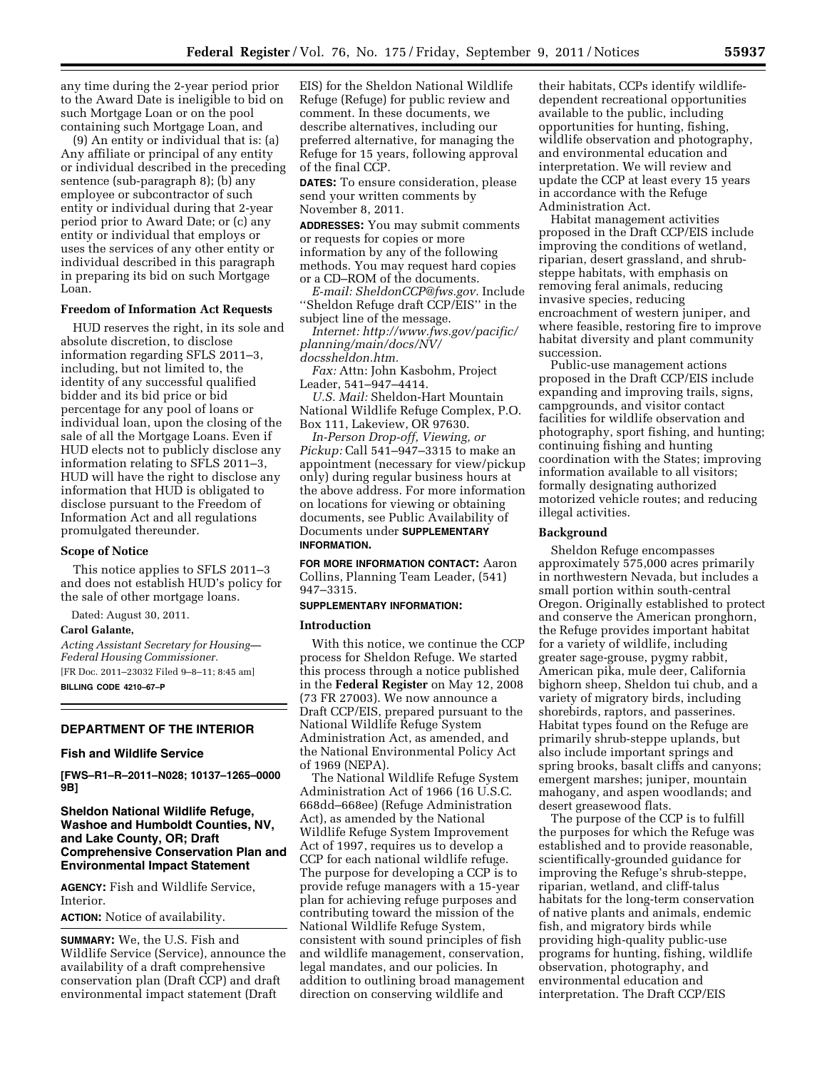any time during the 2-year period prior to the Award Date is ineligible to bid on such Mortgage Loan or on the pool containing such Mortgage Loan, and

(9) An entity or individual that is: (a) Any affiliate or principal of any entity or individual described in the preceding sentence (sub-paragraph 8); (b) any employee or subcontractor of such entity or individual during that 2-year period prior to Award Date; or (c) any entity or individual that employs or uses the services of any other entity or individual described in this paragraph in preparing its bid on such Mortgage Loan.

**Freedom of Information Act Requests**

HUD reserves the right, in its sole and absolute discretion, to disclose information regarding SFLS 2011–3, including, but not limited to, the identity of any successful qualified bidder and its bid price or bid percentage for any pool of loans or individual loan, upon the closing of the sale of all the Mortgage Loans. Even if HUD elects not to publicly disclose any information relating to SFLS 2011–3, HUD will have the right to disclose any information that HUD is obligated to disclose pursuant to the Freedom of Information Act and all regulations promulgated thereunder.

**Scope of Notice**

This notice applies to SFLS 2011–3 and does not establish HUD's policy for the sale of other mortgage loans.

Dated: August 30, 2011.

**Carol Galante,**

*Acting Assistant Secretary for Housing—Federal Housing Commissioner.*

[FR Doc. 2011–23032 Filed 9–8–11; 8:45 am]

**BILLING CODE 4210–67–P**

---

## DEPARTMENT OF THE INTERIOR

### Fish and Wildlife Service

**[FWS–R1–R–2011–N028; 10137–1265–0000 9B]**

### Sheldon National Wildlife Refuge, Washoe and Humboldt Counties, NV, and Lake County, OR; Draft Comprehensive Conservation Plan and Environmental Impact Statement

**AGENCY:** Fish and Wildlife Service, Interior.

**ACTION:** Notice of availability.

**SUMMARY:** We, the U.S. Fish and Wildlife Service (Service), announce the availability of a draft comprehensive conservation plan (Draft CCP) and draft environmental impact statement (Draft EIS) for the Sheldon National Wildlife Refuge (Refuge) for public review and comment. In these documents, we describe alternatives, including our preferred alternative, for managing the Refuge for 15 years, following approval of the final CCP.

**DATES:** To ensure consideration, please send your written comments by November 8, 2011.

**ADDRESSES:** You may submit comments or requests for copies or more information by any of the following methods. You may request hard copies or a CD–ROM of the documents.

*E-mail: SheldonCCP@fws.gov.* Include ''Sheldon Refuge draft CCP/EIS'' in the subject line of the message.

*Internet: http://www.fws.gov/pacific/planning/main/docs/NV/docssheldon.htm.*

*Fax:* Attn: John Kasbohm, Project Leader, 541–947–4414.

*U.S. Mail:* Sheldon-Hart Mountain National Wildlife Refuge Complex, P.O. Box 111, Lakeview, OR 97630.

*In-Person Drop-off, Viewing, or Pickup:* Call 541–947–3315 to make an appointment (necessary for view/pickup only) during regular business hours at the above address. For more information on locations for viewing or obtaining documents, see Public Availability of Documents under **SUPPLEMENTARY INFORMATION.**

**FOR MORE INFORMATION CONTACT:** Aaron Collins, Planning Team Leader, (541) 947–3315.

**SUPPLEMENTARY INFORMATION:**

**Introduction**

With this notice, we continue the CCP process for Sheldon Refuge. We started this process through a notice published in the **Federal Register** on May 12, 2008 (73 FR 27003). We now announce a Draft CCP/EIS, prepared pursuant to the National Wildlife Refuge System Administration Act, as amended, and the National Environmental Policy Act of 1969 (NEPA).

The National Wildlife Refuge System Administration Act of 1966 (16 U.S.C. 668dd–668ee) (Refuge Administration Act), as amended by the National Wildlife Refuge System Improvement Act of 1997, requires us to develop a CCP for each national wildlife refuge. The purpose for developing a CCP is to provide refuge managers with a 15-year plan for achieving refuge purposes and contributing toward the mission of the National Wildlife Refuge System, consistent with sound principles of fish and wildlife management, conservation, legal mandates, and our policies. In addition to outlining broad management direction on conserving wildlife and their habitats, CCPs identify wildlife-dependent recreational opportunities available to the public, including opportunities for hunting, fishing, wildlife observation and photography, and environmental education and interpretation. We will review and update the CCP at least every 15 years in accordance with the Refuge Administration Act.

Habitat management activities proposed in the Draft CCP/EIS include improving the conditions of wetland, riparian, desert grassland, and shrub-steppe habitats, with emphasis on removing feral animals, reducing invasive species, reducing encroachment of western juniper, and where feasible, restoring fire to improve habitat diversity and plant community succession.

Public-use management actions proposed in the Draft CCP/EIS include expanding and improving trails, signs, campgrounds, and visitor contact facilities for wildlife observation and photography, sport fishing, and hunting; continuing fishing and hunting coordination with the States; improving information available to all visitors; formally designating authorized motorized vehicle routes; and reducing illegal activities.

**Background**

Sheldon Refuge encompasses approximately 575,000 acres primarily in northwestern Nevada, but includes a small portion within south-central Oregon. Originally established to protect and conserve the American pronghorn, the Refuge provides important habitat for a variety of wildlife, including greater sage-grouse, pygmy rabbit, American pika, mule deer, California bighorn sheep, Sheldon tui chub, and a variety of migratory birds, including shorebirds, raptors, and passerines. Habitat types found on the Refuge are primarily shrub-steppe uplands, but also include important springs and spring brooks, basalt cliffs and canyons; emergent marshes; juniper, mountain mahogany, and aspen woodlands; and desert greasewood flats.

The purpose of the CCP is to fulfill the purposes for which the Refuge was established and to provide reasonable, scientifically-grounded guidance for improving the Refuge's shrub-steppe, riparian, wetland, and cliff-talus habitats for the long-term conservation of native plants and animals, endemic fish, and migratory birds while providing high-quality public-use programs for hunting, fishing, wildlife observation, photography, and environmental education and interpretation. The Draft CCP/EIS